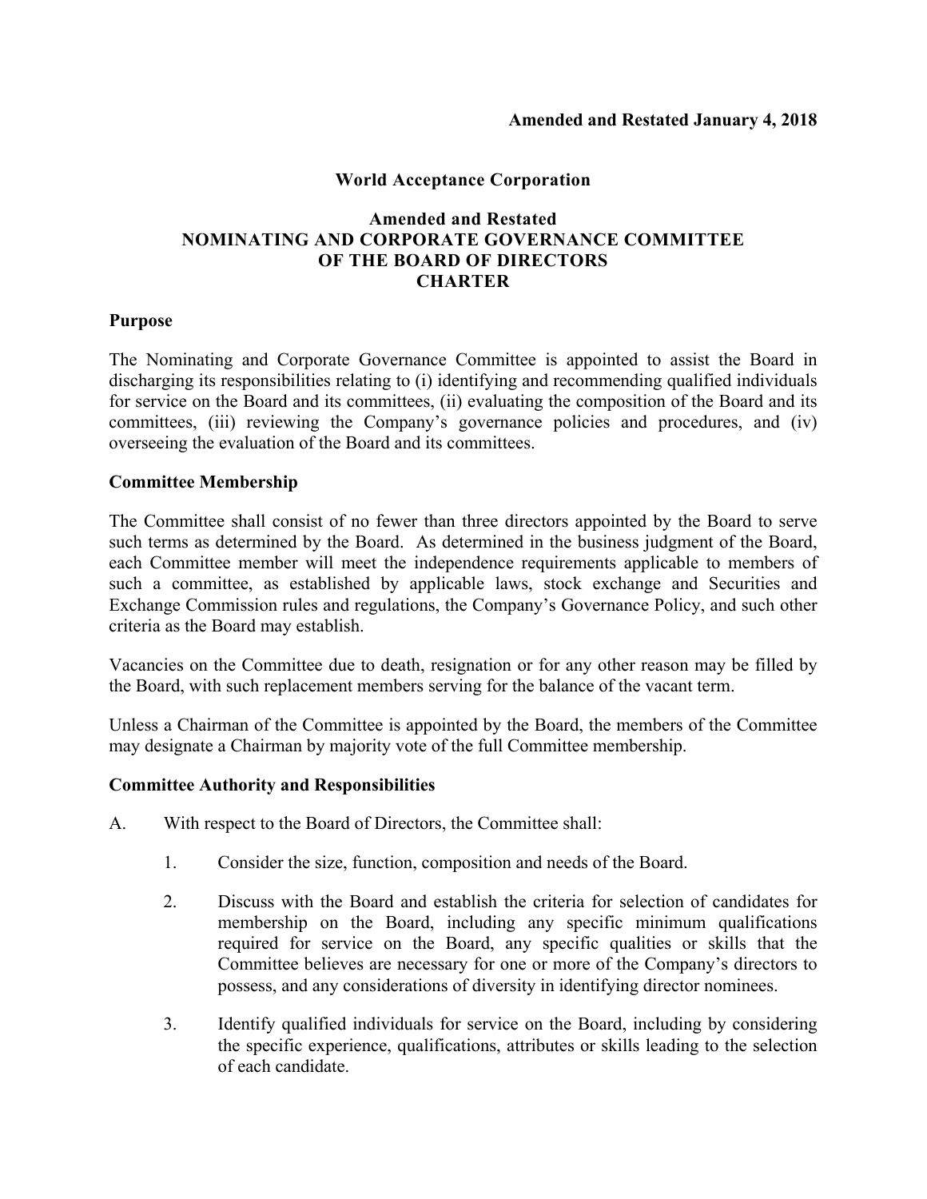**Amended and Restated January 4, 2018**

# World Acceptance Corporation

## Amended and Restated
## NOMINATING AND CORPORATE GOVERNANCE COMMITTEE
## OF THE BOARD OF DIRECTORS
## CHARTER

### Purpose

The Nominating and Corporate Governance Committee is appointed to assist the Board in discharging its responsibilities relating to (i) identifying and recommending qualified individuals for service on the Board and its committees, (ii) evaluating the composition of the Board and its committees, (iii) reviewing the Company's governance policies and procedures, and (iv) overseeing the evaluation of the Board and its committees.

### Committee Membership

The Committee shall consist of no fewer than three directors appointed by the Board to serve such terms as determined by the Board. As determined in the business judgment of the Board, each Committee member will meet the independence requirements applicable to members of such a committee, as established by applicable laws, stock exchange and Securities and Exchange Commission rules and regulations, the Company's Governance Policy, and such other criteria as the Board may establish.

Vacancies on the Committee due to death, resignation or for any other reason may be filled by the Board, with such replacement members serving for the balance of the vacant term.

Unless a Chairman of the Committee is appointed by the Board, the members of the Committee may designate a Chairman by majority vote of the full Committee membership.

### Committee Authority and Responsibilities

A. With respect to the Board of Directors, the Committee shall:

1. Consider the size, function, composition and needs of the Board.

2. Discuss with the Board and establish the criteria for selection of candidates for membership on the Board, including any specific minimum qualifications required for service on the Board, any specific qualities or skills that the Committee believes are necessary for one or more of the Company's directors to possess, and any considerations of diversity in identifying director nominees.

3. Identify qualified individuals for service on the Board, including by considering the specific experience, qualifications, attributes or skills leading to the selection of each candidate.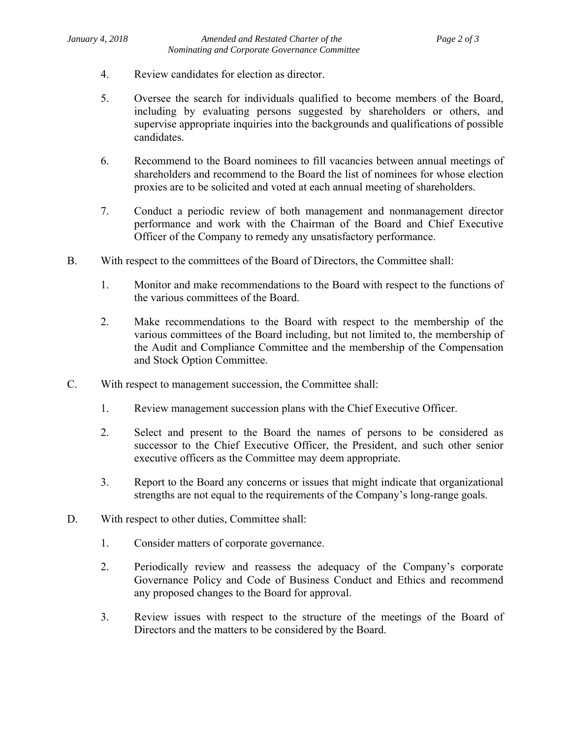4. Review candidates for election as director.

5. Oversee the search for individuals qualified to become members of the Board, including by evaluating persons suggested by shareholders or others, and supervise appropriate inquiries into the backgrounds and qualifications of possible candidates.

6. Recommend to the Board nominees to fill vacancies between annual meetings of shareholders and recommend to the Board the list of nominees for whose election proxies are to be solicited and voted at each annual meeting of shareholders.

7. Conduct a periodic review of both management and nonmanagement director performance and work with the Chairman of the Board and Chief Executive Officer of the Company to remedy any unsatisfactory performance.

B. With respect to the committees of the Board of Directors, the Committee shall:

1. Monitor and make recommendations to the Board with respect to the functions of the various committees of the Board.

2. Make recommendations to the Board with respect to the membership of the various committees of the Board including, but not limited to, the membership of the Audit and Compliance Committee and the membership of the Compensation and Stock Option Committee.

C. With respect to management succession, the Committee shall:

1. Review management succession plans with the Chief Executive Officer.

2. Select and present to the Board the names of persons to be considered as successor to the Chief Executive Officer, the President, and such other senior executive officers as the Committee may deem appropriate.

3. Report to the Board any concerns or issues that might indicate that organizational strengths are not equal to the requirements of the Company's long-range goals.

D. With respect to other duties, Committee shall:

1. Consider matters of corporate governance.

2. Periodically review and reassess the adequacy of the Company's corporate Governance Policy and Code of Business Conduct and Ethics and recommend any proposed changes to the Board for approval.

3. Review issues with respect to the structure of the meetings of the Board of Directors and the matters to be considered by the Board.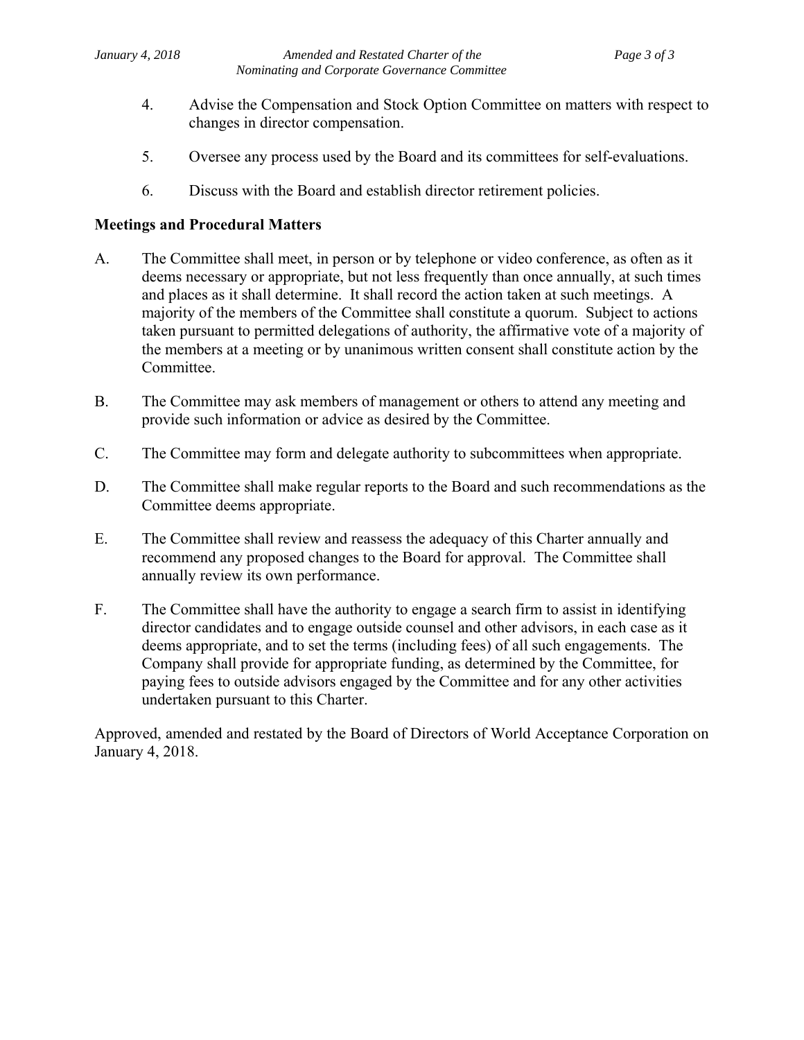4. Advise the Compensation and Stock Option Committee on matters with respect to changes in director compensation.

5. Oversee any process used by the Board and its committees for self-evaluations.

6. Discuss with the Board and establish director retirement policies.

**Meetings and Procedural Matters**

A. The Committee shall meet, in person or by telephone or video conference, as often as it deems necessary or appropriate, but not less frequently than once annually, at such times and places as it shall determine. It shall record the action taken at such meetings. A majority of the members of the Committee shall constitute a quorum. Subject to actions taken pursuant to permitted delegations of authority, the affirmative vote of a majority of the members at a meeting or by unanimous written consent shall constitute action by the Committee.

B. The Committee may ask members of management or others to attend any meeting and provide such information or advice as desired by the Committee.

C. The Committee may form and delegate authority to subcommittees when appropriate.

D. The Committee shall make regular reports to the Board and such recommendations as the Committee deems appropriate.

E. The Committee shall review and reassess the adequacy of this Charter annually and recommend any proposed changes to the Board for approval. The Committee shall annually review its own performance.

F. The Committee shall have the authority to engage a search firm to assist in identifying director candidates and to engage outside counsel and other advisors, in each case as it deems appropriate, and to set the terms (including fees) of all such engagements. The Company shall provide for appropriate funding, as determined by the Committee, for paying fees to outside advisors engaged by the Committee and for any other activities undertaken pursuant to this Charter.

Approved, amended and restated by the Board of Directors of World Acceptance Corporation on January 4, 2018.